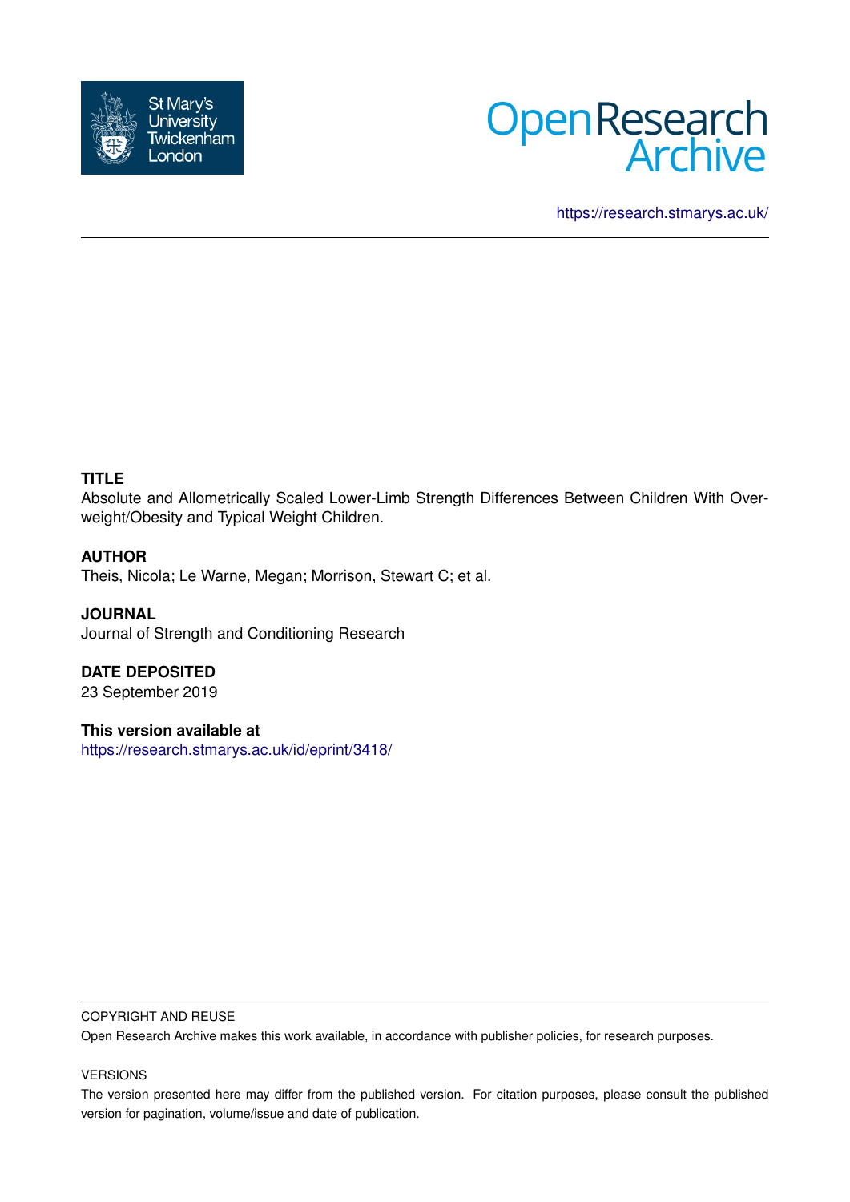St Mary's University Twickenham London

# Open Research Archive

https://research.stmarys.ac.uk/

**TITLE**

Absolute and Allometrically Scaled Lower-Limb Strength Differences Between Children With Overweight/Obesity and Typical Weight Children.

**AUTHOR**

Theis, Nicola; Le Warne, Megan; Morrison, Stewart C; et al.

**JOURNAL**

Journal of Strength and Conditioning Research

**DATE DEPOSITED**

23 September 2019

**This version available at**

https://research.stmarys.ac.uk/id/eprint/3418/

COPYRIGHT AND REUSE

Open Research Archive makes this work available, in accordance with publisher policies, for research purposes.

VERSIONS

The version presented here may differ from the published version. For citation purposes, please consult the published version for pagination, volume/issue and date of publication.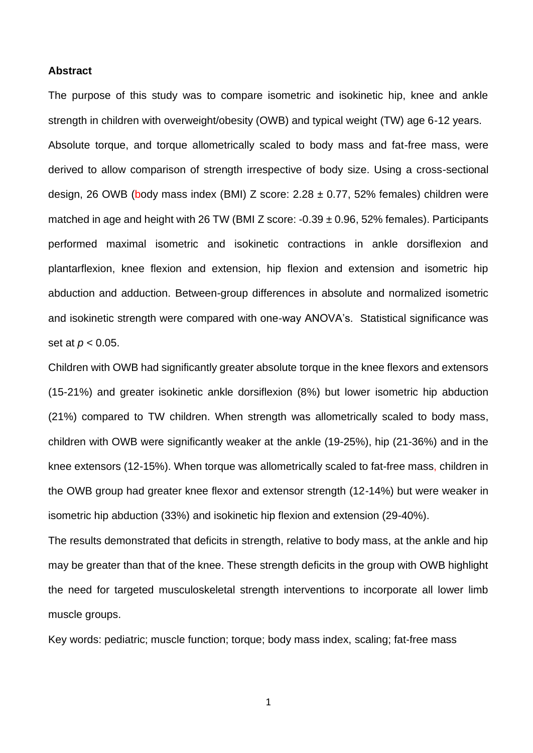**Abstract**

The purpose of this study was to compare isometric and isokinetic hip, knee and ankle strength in children with overweight/obesity (OWB) and typical weight (TW) age 6-12 years. Absolute torque, and torque allometrically scaled to body mass and fat-free mass, were derived to allow comparison of strength irrespective of body size. Using a cross-sectional design, 26 OWB (body mass index (BMI) Z score: 2.28 ± 0.77, 52% females) children were matched in age and height with 26 TW (BMI Z score: -0.39 ± 0.96, 52% females). Participants performed maximal isometric and isokinetic contractions in ankle dorsiflexion and plantarflexion, knee flexion and extension, hip flexion and extension and isometric hip abduction and adduction. Between-group differences in absolute and normalized isometric and isokinetic strength were compared with one-way ANOVA's. Statistical significance was set at $p < 0.05$.

Children with OWB had significantly greater absolute torque in the knee flexors and extensors (15-21%) and greater isokinetic ankle dorsiflexion (8%) but lower isometric hip abduction (21%) compared to TW children. When strength was allometrically scaled to body mass, children with OWB were significantly weaker at the ankle (19-25%), hip (21-36%) and in the knee extensors (12-15%). When torque was allometrically scaled to fat-free mass, children in the OWB group had greater knee flexor and extensor strength (12-14%) but were weaker in isometric hip abduction (33%) and isokinetic hip flexion and extension (29-40%).

The results demonstrated that deficits in strength, relative to body mass, at the ankle and hip may be greater than that of the knee. These strength deficits in the group with OWB highlight the need for targeted musculoskeletal strength interventions to incorporate all lower limb muscle groups.

Key words: pediatric; muscle function; torque; body mass index, scaling; fat-free mass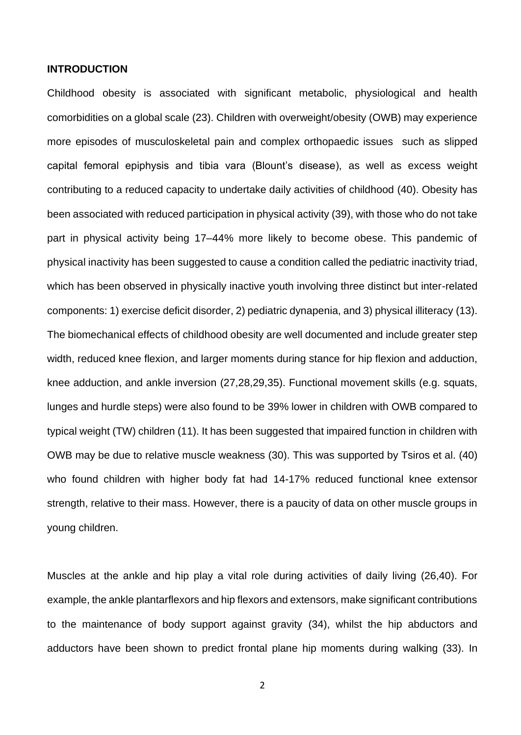## INTRODUCTION

Childhood obesity is associated with significant metabolic, physiological and health comorbidities on a global scale (23). Children with overweight/obesity (OWB) may experience more episodes of musculoskeletal pain and complex orthopaedic issues such as slipped capital femoral epiphysis and tibia vara (Blount's disease), as well as excess weight contributing to a reduced capacity to undertake daily activities of childhood (40). Obesity has been associated with reduced participation in physical activity (39), with those who do not take part in physical activity being 17–44% more likely to become obese. This pandemic of physical inactivity has been suggested to cause a condition called the pediatric inactivity triad, which has been observed in physically inactive youth involving three distinct but inter-related components: 1) exercise deficit disorder, 2) pediatric dynapenia, and 3) physical illiteracy (13). The biomechanical effects of childhood obesity are well documented and include greater step width, reduced knee flexion, and larger moments during stance for hip flexion and adduction, knee adduction, and ankle inversion (27,28,29,35). Functional movement skills (e.g. squats, lunges and hurdle steps) were also found to be 39% lower in children with OWB compared to typical weight (TW) children (11). It has been suggested that impaired function in children with OWB may be due to relative muscle weakness (30). This was supported by Tsiros et al. (40) who found children with higher body fat had 14-17% reduced functional knee extensor strength, relative to their mass. However, there is a paucity of data on other muscle groups in young children.

Muscles at the ankle and hip play a vital role during activities of daily living (26,40). For example, the ankle plantarflexors and hip flexors and extensors, make significant contributions to the maintenance of body support against gravity (34), whilst the hip abductors and adductors have been shown to predict frontal plane hip moments during walking (33). In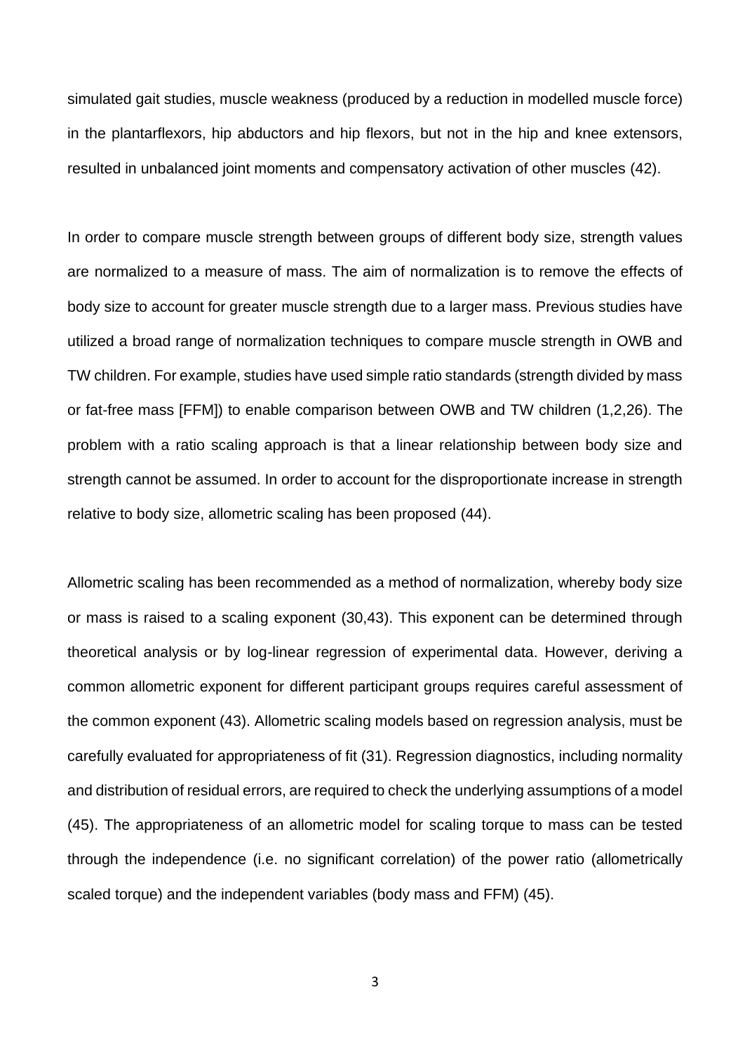simulated gait studies, muscle weakness (produced by a reduction in modelled muscle force) in the plantarflexors, hip abductors and hip flexors, but not in the hip and knee extensors, resulted in unbalanced joint moments and compensatory activation of other muscles (42).

In order to compare muscle strength between groups of different body size, strength values are normalized to a measure of mass. The aim of normalization is to remove the effects of body size to account for greater muscle strength due to a larger mass. Previous studies have utilized a broad range of normalization techniques to compare muscle strength in OWB and TW children. For example, studies have used simple ratio standards (strength divided by mass or fat-free mass [FFM]) to enable comparison between OWB and TW children (1,2,26). The problem with a ratio scaling approach is that a linear relationship between body size and strength cannot be assumed. In order to account for the disproportionate increase in strength relative to body size, allometric scaling has been proposed (44).

Allometric scaling has been recommended as a method of normalization, whereby body size or mass is raised to a scaling exponent (30,43). This exponent can be determined through theoretical analysis or by log-linear regression of experimental data. However, deriving a common allometric exponent for different participant groups requires careful assessment of the common exponent (43). Allometric scaling models based on regression analysis, must be carefully evaluated for appropriateness of fit (31). Regression diagnostics, including normality and distribution of residual errors, are required to check the underlying assumptions of a model (45). The appropriateness of an allometric model for scaling torque to mass can be tested through the independence (i.e. no significant correlation) of the power ratio (allometrically scaled torque) and the independent variables (body mass and FFM) (45).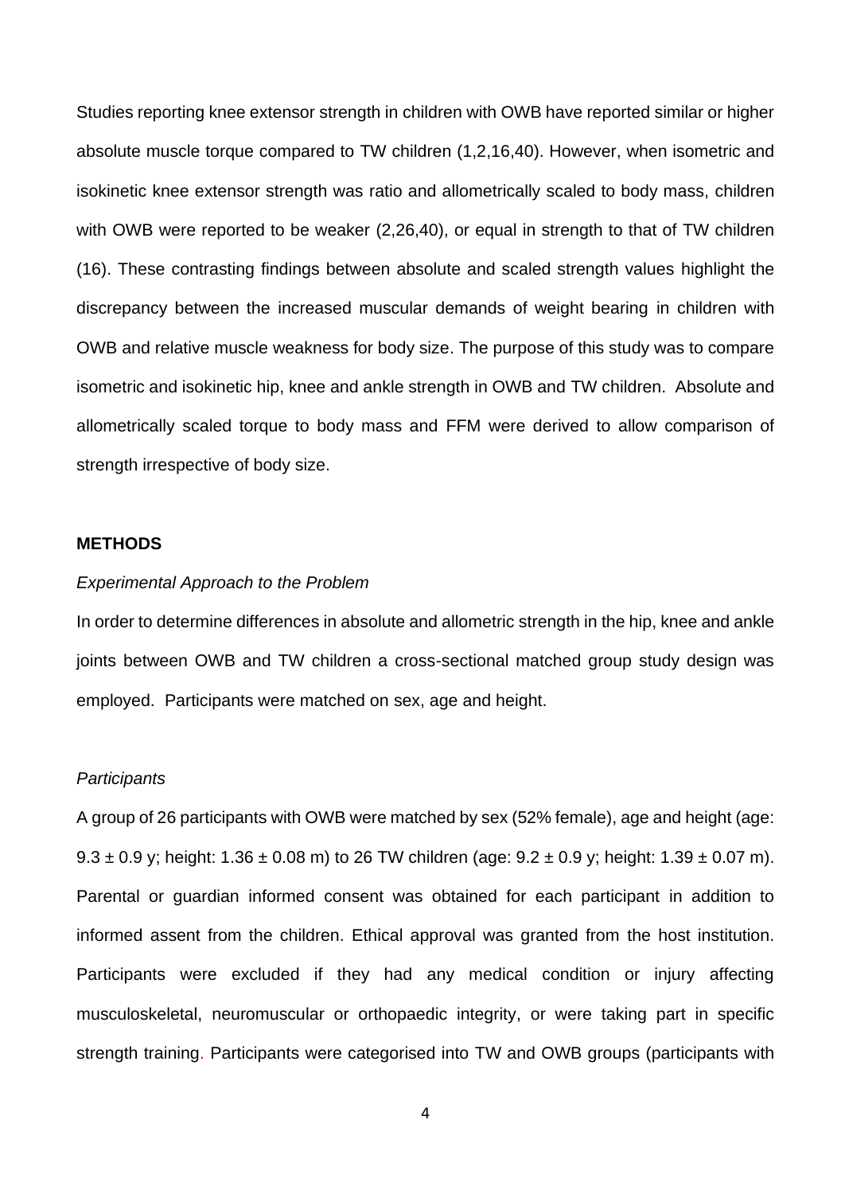Studies reporting knee extensor strength in children with OWB have reported similar or higher absolute muscle torque compared to TW children (1,2,16,40). However, when isometric and isokinetic knee extensor strength was ratio and allometrically scaled to body mass, children with OWB were reported to be weaker (2,26,40), or equal in strength to that of TW children (16). These contrasting findings between absolute and scaled strength values highlight the discrepancy between the increased muscular demands of weight bearing in children with OWB and relative muscle weakness for body size. The purpose of this study was to compare isometric and isokinetic hip, knee and ankle strength in OWB and TW children. Absolute and allometrically scaled torque to body mass and FFM were derived to allow comparison of strength irrespective of body size.

## METHODS

*Experimental Approach to the Problem*

In order to determine differences in absolute and allometric strength in the hip, knee and ankle joints between OWB and TW children a cross-sectional matched group study design was employed. Participants were matched on sex, age and height.

*Participants*

A group of 26 participants with OWB were matched by sex (52% female), age and height (age: 9.3 ± 0.9 y; height: 1.36 ± 0.08 m) to 26 TW children (age: 9.2 ± 0.9 y; height: 1.39 ± 0.07 m). Parental or guardian informed consent was obtained for each participant in addition to informed assent from the children. Ethical approval was granted from the host institution. Participants were excluded if they had any medical condition or injury affecting musculoskeletal, neuromuscular or orthopaedic integrity, or were taking part in specific strength training. Participants were categorised into TW and OWB groups (participants with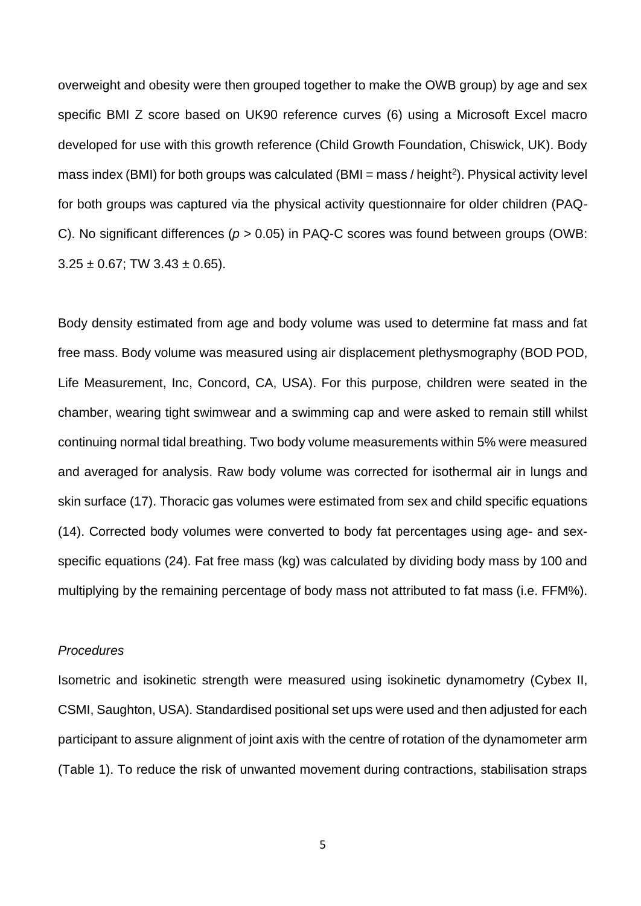overweight and obesity were then grouped together to make the OWB group) by age and sex specific BMI Z score based on UK90 reference curves (6) using a Microsoft Excel macro developed for use with this growth reference (Child Growth Foundation, Chiswick, UK). Body mass index (BMI) for both groups was calculated (BMI = mass / height$^2$). Physical activity level for both groups was captured via the physical activity questionnaire for older children (PAQ-C). No significant differences ($p > 0.05$) in PAQ-C scores was found between groups (OWB: $3.25 \pm 0.67$; TW $3.43 \pm 0.65$).

Body density estimated from age and body volume was used to determine fat mass and fat free mass. Body volume was measured using air displacement plethysmography (BOD POD, Life Measurement, Inc, Concord, CA, USA). For this purpose, children were seated in the chamber, wearing tight swimwear and a swimming cap and were asked to remain still whilst continuing normal tidal breathing. Two body volume measurements within 5% were measured and averaged for analysis. Raw body volume was corrected for isothermal air in lungs and skin surface (17). Thoracic gas volumes were estimated from sex and child specific equations (14). Corrected body volumes were converted to body fat percentages using age- and sex-specific equations (24). Fat free mass (kg) was calculated by dividing body mass by 100 and multiplying by the remaining percentage of body mass not attributed to fat mass (i.e. FFM%).

*Procedures*

Isometric and isokinetic strength were measured using isokinetic dynamometry (Cybex II, CSMI, Saughton, USA). Standardised positional set ups were used and then adjusted for each participant to assure alignment of joint axis with the centre of rotation of the dynamometer arm (Table 1). To reduce the risk of unwanted movement during contractions, stabilisation straps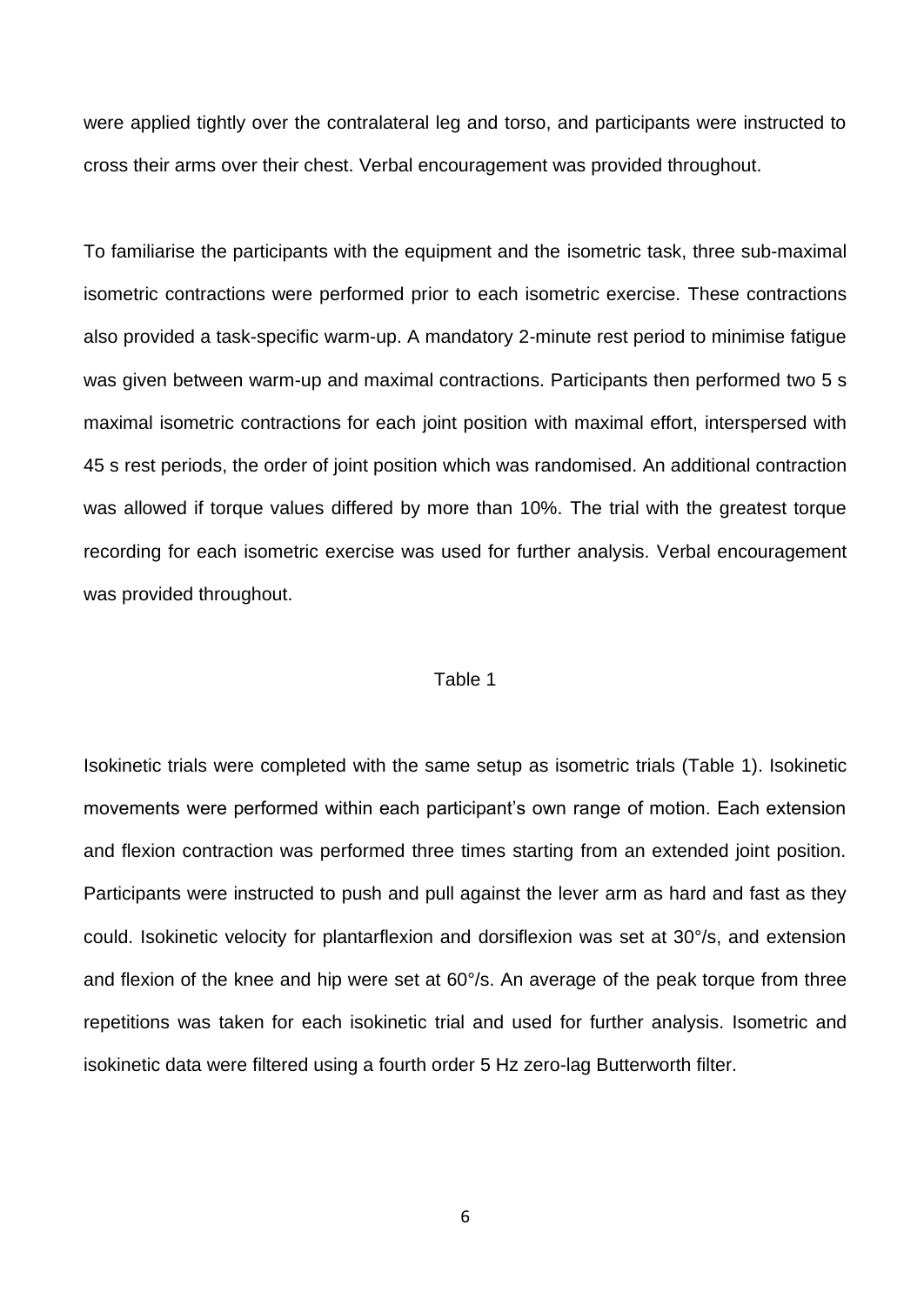were applied tightly over the contralateral leg and torso, and participants were instructed to cross their arms over their chest. Verbal encouragement was provided throughout.

To familiarise the participants with the equipment and the isometric task, three sub-maximal isometric contractions were performed prior to each isometric exercise. These contractions also provided a task-specific warm-up. A mandatory 2-minute rest period to minimise fatigue was given between warm-up and maximal contractions. Participants then performed two 5 s maximal isometric contractions for each joint position with maximal effort, interspersed with 45 s rest periods, the order of joint position which was randomised. An additional contraction was allowed if torque values differed by more than 10%. The trial with the greatest torque recording for each isometric exercise was used for further analysis. Verbal encouragement was provided throughout.

Table 1

Isokinetic trials were completed with the same setup as isometric trials (Table 1). Isokinetic movements were performed within each participant's own range of motion. Each extension and flexion contraction was performed three times starting from an extended joint position. Participants were instructed to push and pull against the lever arm as hard and fast as they could. Isokinetic velocity for plantarflexion and dorsiflexion was set at 30°/s, and extension and flexion of the knee and hip were set at 60°/s. An average of the peak torque from three repetitions was taken for each isokinetic trial and used for further analysis. Isometric and isokinetic data were filtered using a fourth order 5 Hz zero-lag Butterworth filter.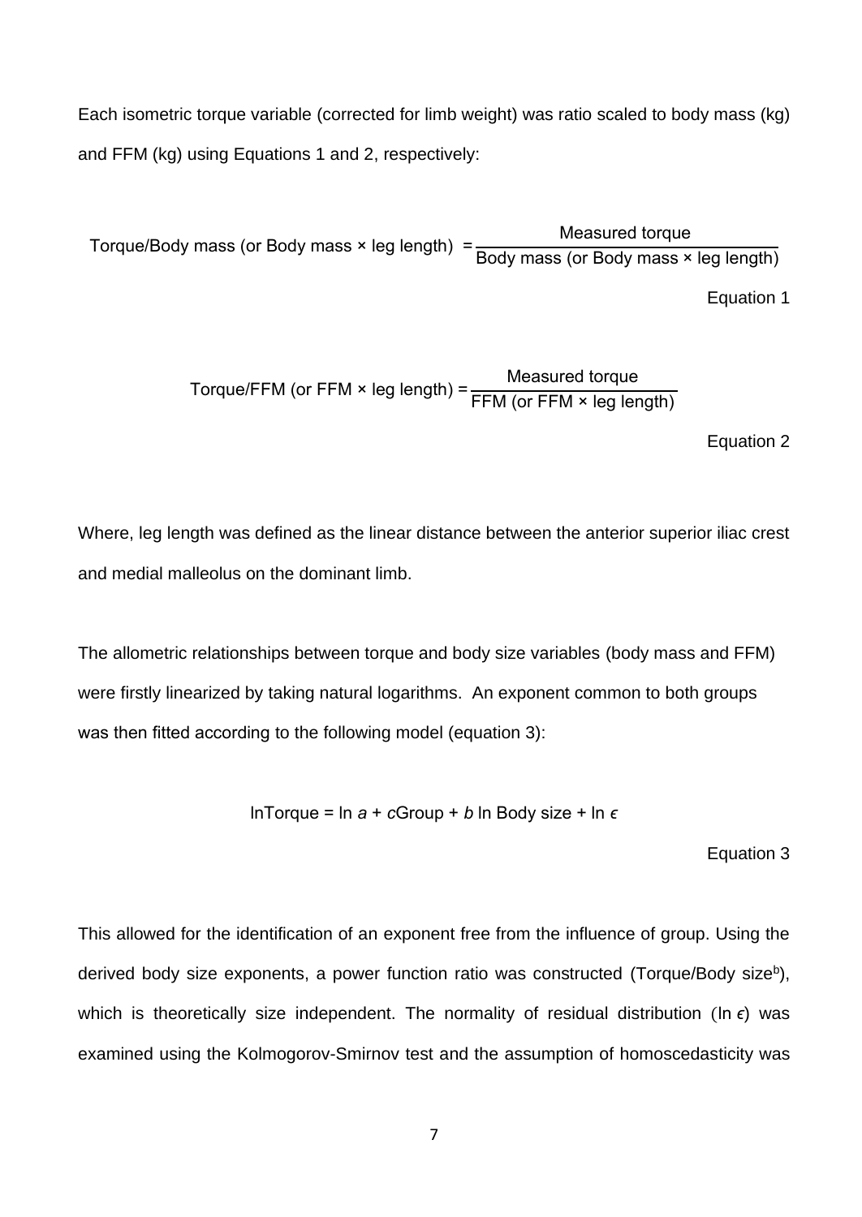Each isometric torque variable (corrected for limb weight) was ratio scaled to body mass (kg) and FFM (kg) using Equations 1 and 2, respectively:

$$\text{Torque/Body mass (or Body mass} \times \text{leg length)} = \frac{\text{Measured torque}}{\text{Body mass (or Body mass} \times \text{leg length)}}$$

Equation 1

$$\text{Torque/FFM (or FFM} \times \text{leg length)} = \frac{\text{Measured torque}}{\text{FFM (or FFM} \times \text{leg length)}}$$

Equation 2

Where, leg length was defined as the linear distance between the anterior superior iliac crest and medial malleolus on the dominant limb.

The allometric relationships between torque and body size variables (body mass and FFM) were firstly linearized by taking natural logarithms. An exponent common to both groups was then fitted according to the following model (equation 3):

$$\ln\text{Torque} = \ln a + c\text{Group} + b \ln \text{Body size} + \ln \epsilon$$

Equation 3

This allowed for the identification of an exponent free from the influence of group. Using the derived body size exponents, a power function ratio was constructed ($\text{Torque/Body size}^{b}$), which is theoretically size independent. The normality of residual distribution ($\ln \epsilon$) was examined using the Kolmogorov-Smirnov test and the assumption of homoscedasticity was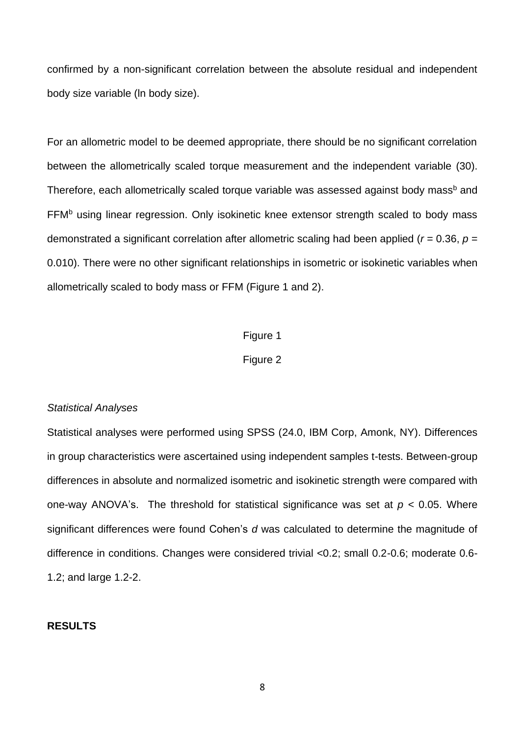confirmed by a non-significant correlation between the absolute residual and independent body size variable (ln body size).

For an allometric model to be deemed appropriate, there should be no significant correlation between the allometrically scaled torque measurement and the independent variable (30). Therefore, each allometrically scaled torque variable was assessed against body mass$^{b}$ and FFM$^{b}$ using linear regression. Only isokinetic knee extensor strength scaled to body mass demonstrated a significant correlation after allometric scaling had been applied ($r$ = 0.36, $p$ = 0.010). There were no other significant relationships in isometric or isokinetic variables when allometrically scaled to body mass or FFM (Figure 1 and 2).

Figure 1

Figure 2

*Statistical Analyses*

Statistical analyses were performed using SPSS (24.0, IBM Corp, Amonk, NY). Differences in group characteristics were ascertained using independent samples t-tests. Between-group differences in absolute and normalized isometric and isokinetic strength were compared with one-way ANOVA's. The threshold for statistical significance was set at $p$ < 0.05. Where significant differences were found Cohen's *d* was calculated to determine the magnitude of difference in conditions. Changes were considered trivial <0.2; small 0.2-0.6; moderate 0.6-1.2; and large 1.2-2.

**RESULTS**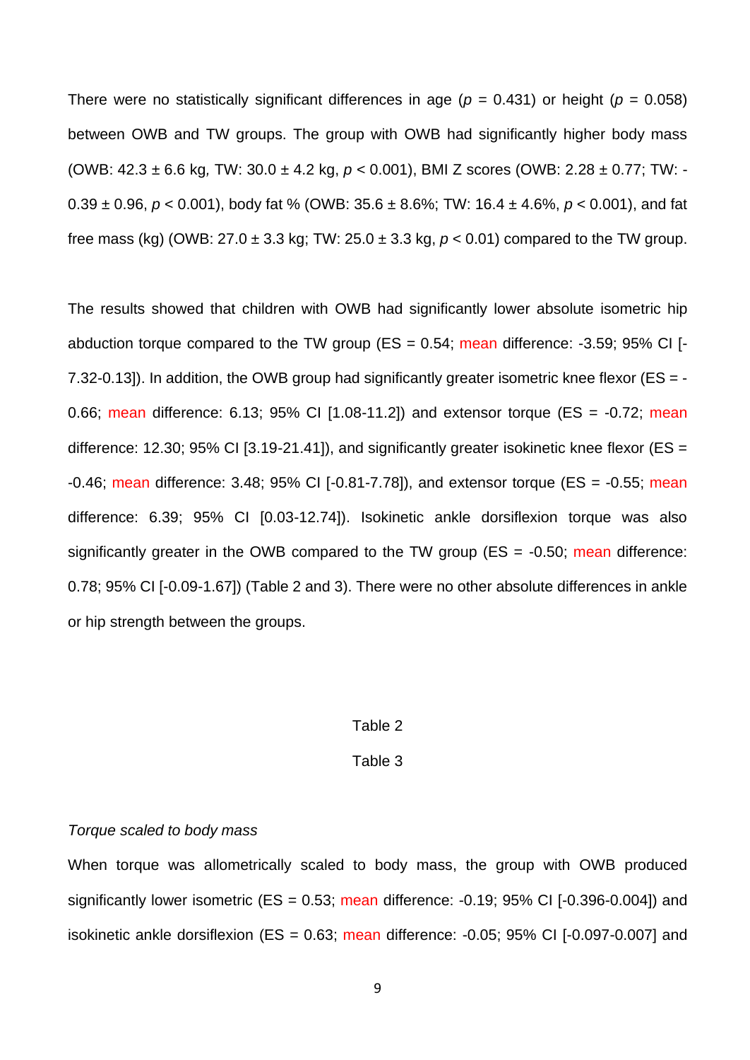There were no statistically significant differences in age ($p$ = 0.431) or height ($p$ = 0.058) between OWB and TW groups. The group with OWB had significantly higher body mass (OWB: 42.3 ± 6.6 kg, TW: 30.0 ± 4.2 kg, $p < 0.001$), BMI Z scores (OWB: 2.28 ± 0.77; TW: -0.39 ± 0.96, $p < 0.001$), body fat % (OWB: 35.6 ± 8.6%; TW: 16.4 ± 4.6%, $p < 0.001$), and fat free mass (kg) (OWB: 27.0 ± 3.3 kg; TW: 25.0 ± 3.3 kg, $p < 0.01$) compared to the TW group.

The results showed that children with OWB had significantly lower absolute isometric hip abduction torque compared to the TW group (ES = 0.54; mean difference: -3.59; 95% CI [-7.32-0.13]). In addition, the OWB group had significantly greater isometric knee flexor (ES = -0.66; mean difference: 6.13; 95% CI [1.08-11.2]) and extensor torque (ES = -0.72; mean difference: 12.30; 95% CI [3.19-21.41]), and significantly greater isokinetic knee flexor (ES = -0.46; mean difference: 3.48; 95% CI [-0.81-7.78]), and extensor torque (ES = -0.55; mean difference: 6.39; 95% CI [0.03-12.74]). Isokinetic ankle dorsiflexion torque was also significantly greater in the OWB compared to the TW group (ES = -0.50; mean difference: 0.78; 95% CI [-0.09-1.67]) (Table 2 and 3). There were no other absolute differences in ankle or hip strength between the groups.

Table 2

Table 3

*Torque scaled to body mass*

When torque was allometrically scaled to body mass, the group with OWB produced significantly lower isometric (ES = 0.53; mean difference: -0.19; 95% CI [-0.396-0.004]) and isokinetic ankle dorsiflexion (ES = 0.63; mean difference: -0.05; 95% CI [-0.097-0.007] and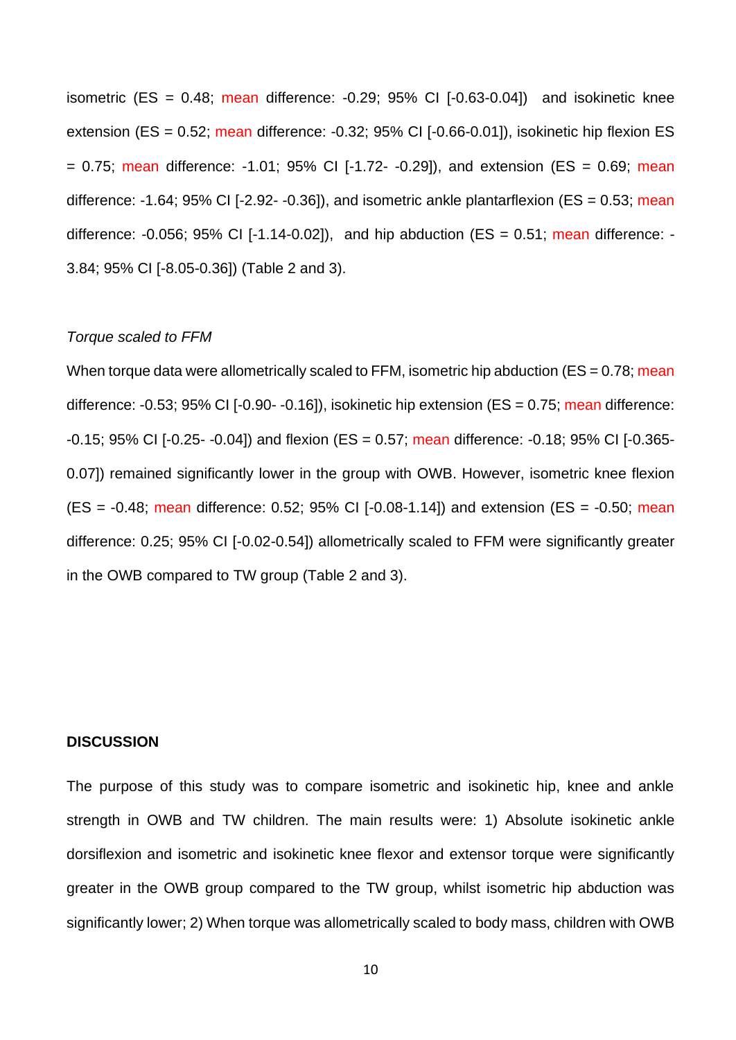isometric (ES = 0.48; mean difference: -0.29; 95% CI [-0.63-0.04]) and isokinetic knee extension (ES = 0.52; mean difference: -0.32; 95% CI [-0.66-0.01]), isokinetic hip flexion ES = 0.75; mean difference: -1.01; 95% CI [-1.72- -0.29]), and extension (ES = 0.69; mean difference: -1.64; 95% CI [-2.92- -0.36]), and isometric ankle plantarflexion (ES = 0.53; mean difference: -0.056; 95% CI [-1.14-0.02]), and hip abduction (ES = 0.51; mean difference: -3.84; 95% CI [-8.05-0.36]) (Table 2 and 3).

*Torque scaled to FFM*

When torque data were allometrically scaled to FFM, isometric hip abduction (ES = 0.78; mean difference: -0.53; 95% CI [-0.90- -0.16]), isokinetic hip extension (ES = 0.75; mean difference: -0.15; 95% CI [-0.25- -0.04]) and flexion (ES = 0.57; mean difference: -0.18; 95% CI [-0.365-0.07]) remained significantly lower in the group with OWB. However, isometric knee flexion (ES = -0.48; mean difference: 0.52; 95% CI [-0.08-1.14]) and extension (ES = -0.50; mean difference: 0.25; 95% CI [-0.02-0.54]) allometrically scaled to FFM were significantly greater in the OWB compared to TW group (Table 2 and 3).

**DISCUSSION**

The purpose of this study was to compare isometric and isokinetic hip, knee and ankle strength in OWB and TW children. The main results were: 1) Absolute isokinetic ankle dorsiflexion and isometric and isokinetic knee flexor and extensor torque were significantly greater in the OWB group compared to the TW group, whilst isometric hip abduction was significantly lower; 2) When torque was allometrically scaled to body mass, children with OWB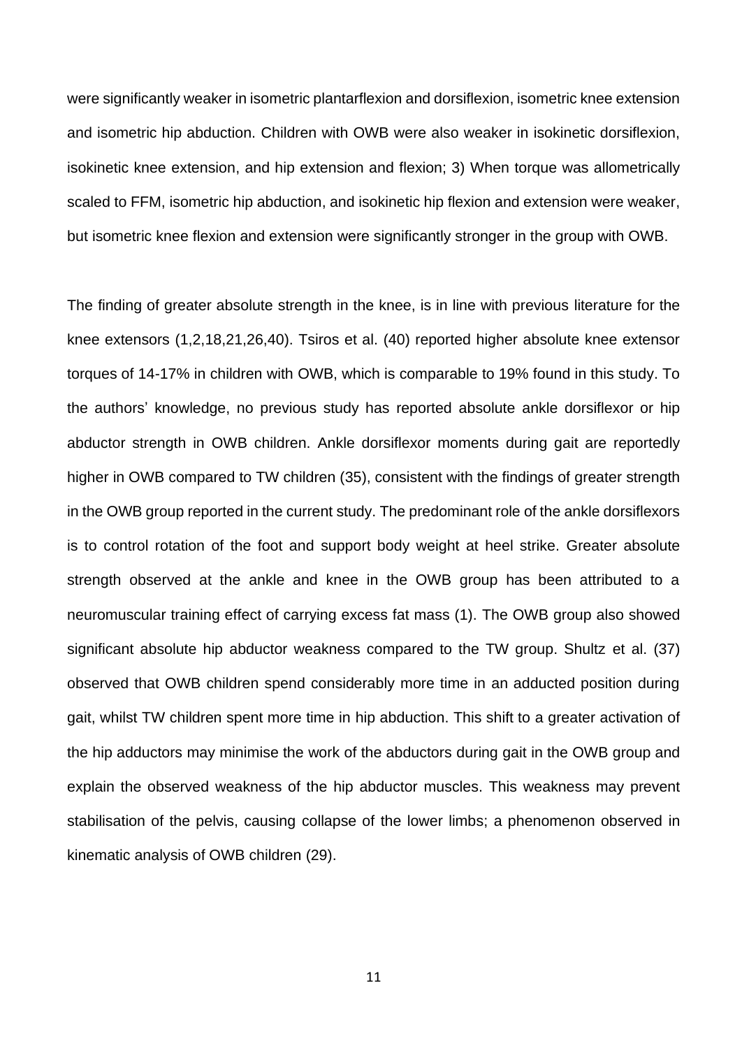were significantly weaker in isometric plantarflexion and dorsiflexion, isometric knee extension and isometric hip abduction. Children with OWB were also weaker in isokinetic dorsiflexion, isokinetic knee extension, and hip extension and flexion; 3) When torque was allometrically scaled to FFM, isometric hip abduction, and isokinetic hip flexion and extension were weaker, but isometric knee flexion and extension were significantly stronger in the group with OWB.

The finding of greater absolute strength in the knee, is in line with previous literature for the knee extensors (1,2,18,21,26,40). Tsiros et al. (40) reported higher absolute knee extensor torques of 14-17% in children with OWB, which is comparable to 19% found in this study. To the authors' knowledge, no previous study has reported absolute ankle dorsiflexor or hip abductor strength in OWB children. Ankle dorsiflexor moments during gait are reportedly higher in OWB compared to TW children (35), consistent with the findings of greater strength in the OWB group reported in the current study. The predominant role of the ankle dorsiflexors is to control rotation of the foot and support body weight at heel strike. Greater absolute strength observed at the ankle and knee in the OWB group has been attributed to a neuromuscular training effect of carrying excess fat mass (1). The OWB group also showed significant absolute hip abductor weakness compared to the TW group. Shultz et al. (37) observed that OWB children spend considerably more time in an adducted position during gait, whilst TW children spent more time in hip abduction. This shift to a greater activation of the hip adductors may minimise the work of the abductors during gait in the OWB group and explain the observed weakness of the hip abductor muscles. This weakness may prevent stabilisation of the pelvis, causing collapse of the lower limbs; a phenomenon observed in kinematic analysis of OWB children (29).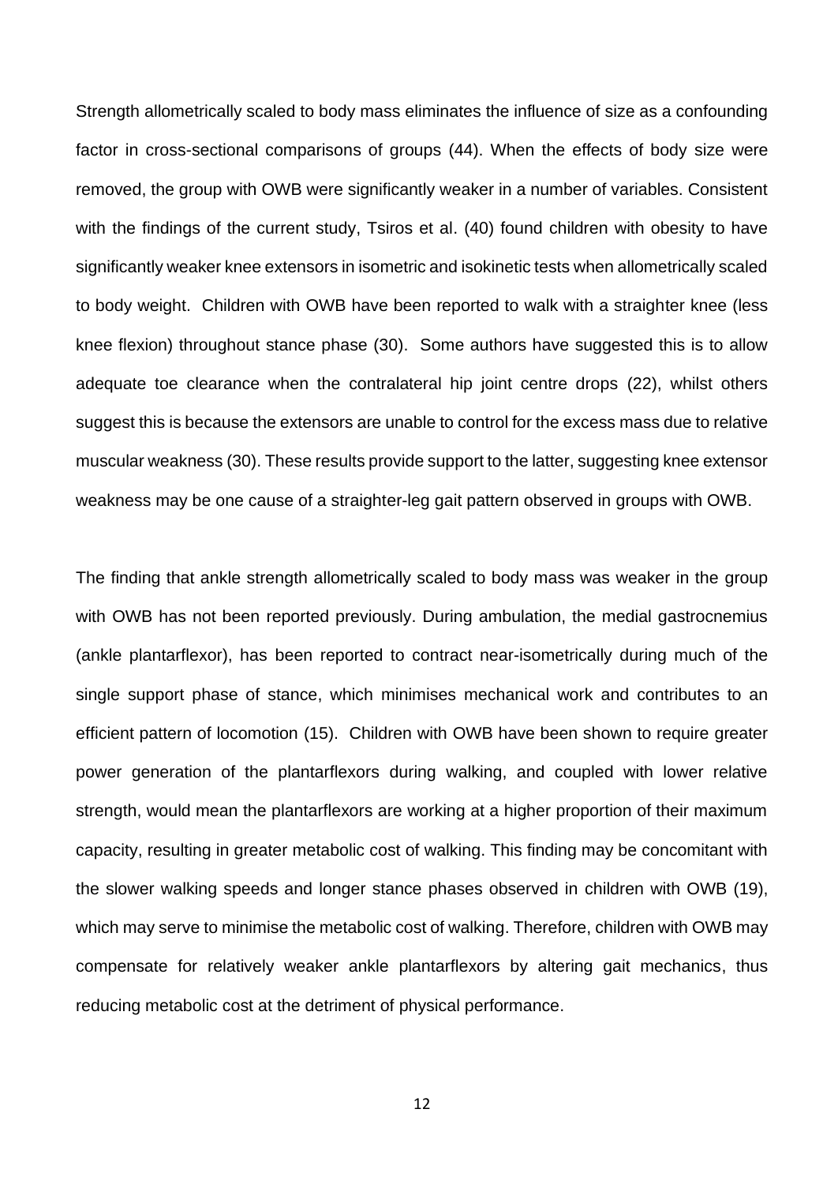Strength allometrically scaled to body mass eliminates the influence of size as a confounding factor in cross-sectional comparisons of groups (44). When the effects of body size were removed, the group with OWB were significantly weaker in a number of variables. Consistent with the findings of the current study, Tsiros et al. (40) found children with obesity to have significantly weaker knee extensors in isometric and isokinetic tests when allometrically scaled to body weight. Children with OWB have been reported to walk with a straighter knee (less knee flexion) throughout stance phase (30). Some authors have suggested this is to allow adequate toe clearance when the contralateral hip joint centre drops (22), whilst others suggest this is because the extensors are unable to control for the excess mass due to relative muscular weakness (30). These results provide support to the latter, suggesting knee extensor weakness may be one cause of a straighter-leg gait pattern observed in groups with OWB.

The finding that ankle strength allometrically scaled to body mass was weaker in the group with OWB has not been reported previously. During ambulation, the medial gastrocnemius (ankle plantarflexor), has been reported to contract near-isometrically during much of the single support phase of stance, which minimises mechanical work and contributes to an efficient pattern of locomotion (15). Children with OWB have been shown to require greater power generation of the plantarflexors during walking, and coupled with lower relative strength, would mean the plantarflexors are working at a higher proportion of their maximum capacity, resulting in greater metabolic cost of walking. This finding may be concomitant with the slower walking speeds and longer stance phases observed in children with OWB (19), which may serve to minimise the metabolic cost of walking. Therefore, children with OWB may compensate for relatively weaker ankle plantarflexors by altering gait mechanics, thus reducing metabolic cost at the detriment of physical performance.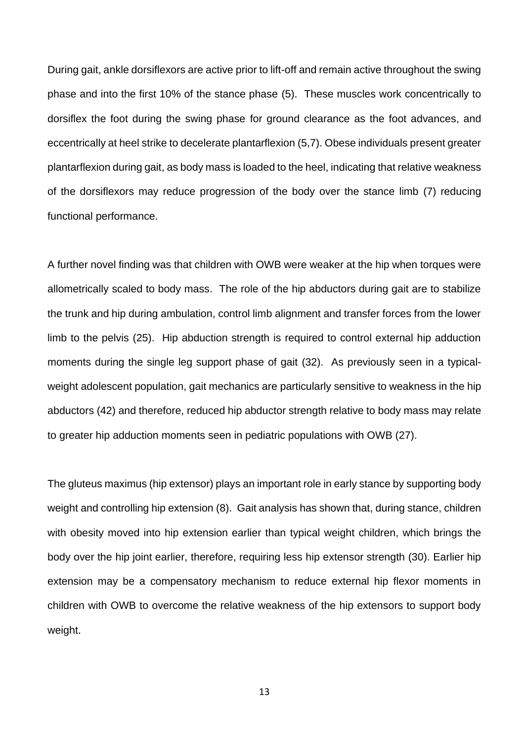During gait, ankle dorsiflexors are active prior to lift-off and remain active throughout the swing phase and into the first 10% of the stance phase (5). These muscles work concentrically to dorsiflex the foot during the swing phase for ground clearance as the foot advances, and eccentrically at heel strike to decelerate plantarflexion (5,7). Obese individuals present greater plantarflexion during gait, as body mass is loaded to the heel, indicating that relative weakness of the dorsiflexors may reduce progression of the body over the stance limb (7) reducing functional performance.

A further novel finding was that children with OWB were weaker at the hip when torques were allometrically scaled to body mass. The role of the hip abductors during gait are to stabilize the trunk and hip during ambulation, control limb alignment and transfer forces from the lower limb to the pelvis (25). Hip abduction strength is required to control external hip adduction moments during the single leg support phase of gait (32). As previously seen in a typical-weight adolescent population, gait mechanics are particularly sensitive to weakness in the hip abductors (42) and therefore, reduced hip abductor strength relative to body mass may relate to greater hip adduction moments seen in pediatric populations with OWB (27).

The gluteus maximus (hip extensor) plays an important role in early stance by supporting body weight and controlling hip extension (8). Gait analysis has shown that, during stance, children with obesity moved into hip extension earlier than typical weight children, which brings the body over the hip joint earlier, therefore, requiring less hip extensor strength (30). Earlier hip extension may be a compensatory mechanism to reduce external hip flexor moments in children with OWB to overcome the relative weakness of the hip extensors to support body weight.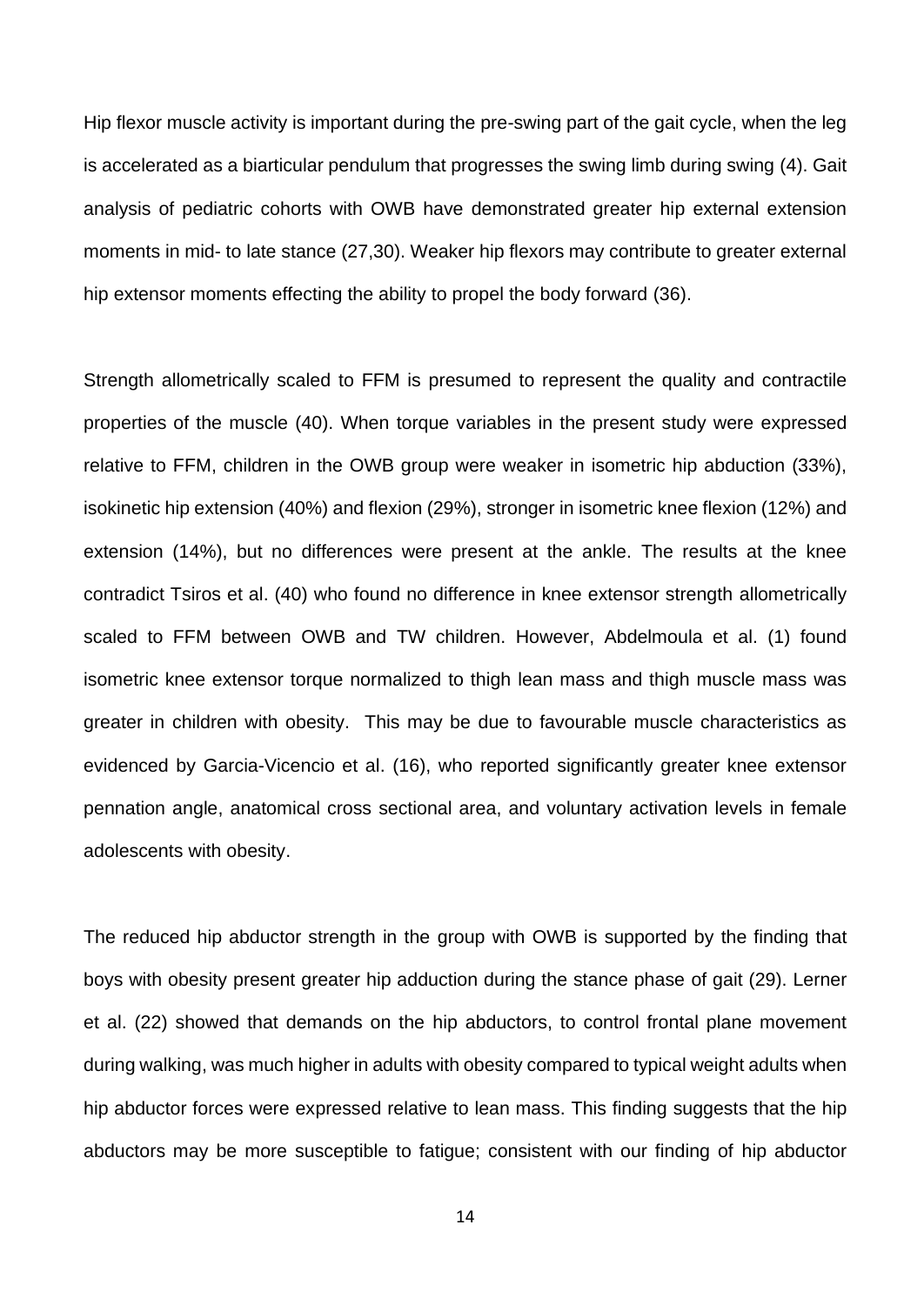Hip flexor muscle activity is important during the pre-swing part of the gait cycle, when the leg is accelerated as a biarticular pendulum that progresses the swing limb during swing (4). Gait analysis of pediatric cohorts with OWB have demonstrated greater hip external extension moments in mid- to late stance (27,30). Weaker hip flexors may contribute to greater external hip extensor moments effecting the ability to propel the body forward (36).

Strength allometrically scaled to FFM is presumed to represent the quality and contractile properties of the muscle (40). When torque variables in the present study were expressed relative to FFM, children in the OWB group were weaker in isometric hip abduction (33%), isokinetic hip extension (40%) and flexion (29%), stronger in isometric knee flexion (12%) and extension (14%), but no differences were present at the ankle. The results at the knee contradict Tsiros et al. (40) who found no difference in knee extensor strength allometrically scaled to FFM between OWB and TW children. However, Abdelmoula et al. (1) found isometric knee extensor torque normalized to thigh lean mass and thigh muscle mass was greater in children with obesity. This may be due to favourable muscle characteristics as evidenced by Garcia-Vicencio et al. (16), who reported significantly greater knee extensor pennation angle, anatomical cross sectional area, and voluntary activation levels in female adolescents with obesity.

The reduced hip abductor strength in the group with OWB is supported by the finding that boys with obesity present greater hip adduction during the stance phase of gait (29). Lerner et al. (22) showed that demands on the hip abductors, to control frontal plane movement during walking, was much higher in adults with obesity compared to typical weight adults when hip abductor forces were expressed relative to lean mass. This finding suggests that the hip abductors may be more susceptible to fatigue; consistent with our finding of hip abductor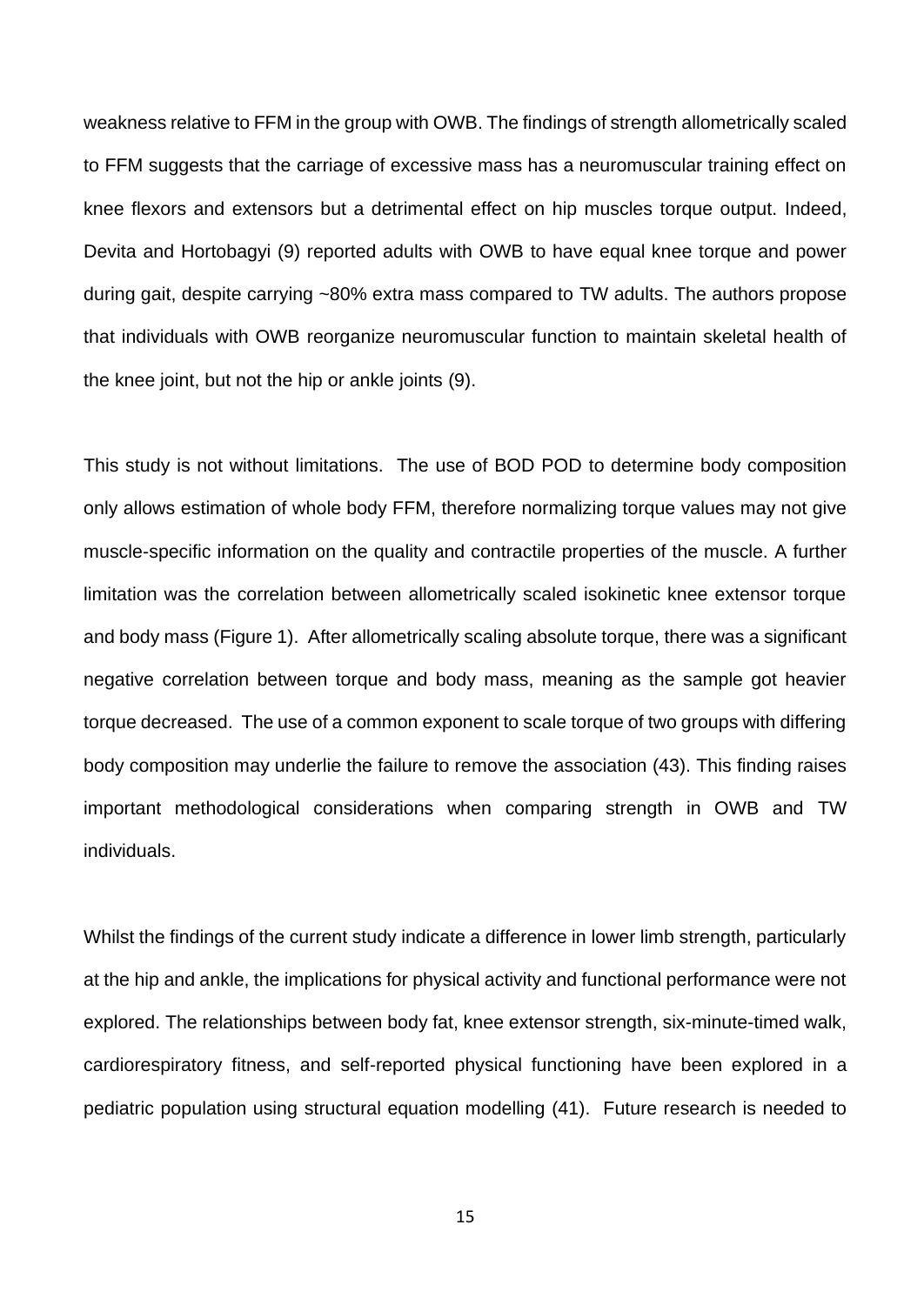weakness relative to FFM in the group with OWB. The findings of strength allometrically scaled to FFM suggests that the carriage of excessive mass has a neuromuscular training effect on knee flexors and extensors but a detrimental effect on hip muscles torque output. Indeed, Devita and Hortobagyi (9) reported adults with OWB to have equal knee torque and power during gait, despite carrying ~80% extra mass compared to TW adults. The authors propose that individuals with OWB reorganize neuromuscular function to maintain skeletal health of the knee joint, but not the hip or ankle joints (9).

This study is not without limitations. The use of BOD POD to determine body composition only allows estimation of whole body FFM, therefore normalizing torque values may not give muscle-specific information on the quality and contractile properties of the muscle. A further limitation was the correlation between allometrically scaled isokinetic knee extensor torque and body mass (Figure 1). After allometrically scaling absolute torque, there was a significant negative correlation between torque and body mass, meaning as the sample got heavier torque decreased. The use of a common exponent to scale torque of two groups with differing body composition may underlie the failure to remove the association (43). This finding raises important methodological considerations when comparing strength in OWB and TW individuals.

Whilst the findings of the current study indicate a difference in lower limb strength, particularly at the hip and ankle, the implications for physical activity and functional performance were not explored. The relationships between body fat, knee extensor strength, six-minute-timed walk, cardiorespiratory fitness, and self-reported physical functioning have been explored in a pediatric population using structural equation modelling (41). Future research is needed to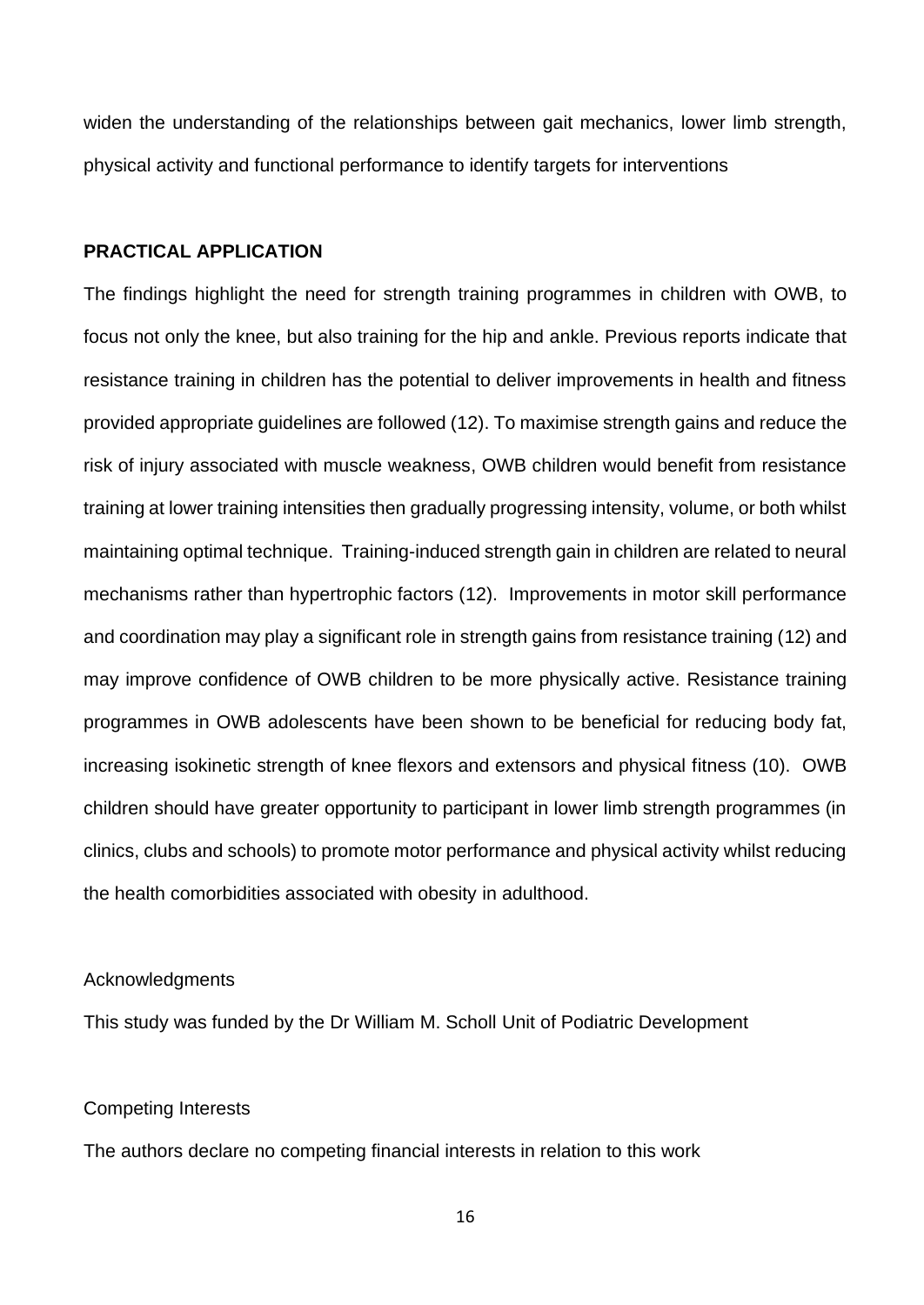widen the understanding of the relationships between gait mechanics, lower limb strength, physical activity and functional performance to identify targets for interventions

**PRACTICAL APPLICATION**

The findings highlight the need for strength training programmes in children with OWB, to focus not only the knee, but also training for the hip and ankle. Previous reports indicate that resistance training in children has the potential to deliver improvements in health and fitness provided appropriate guidelines are followed (12). To maximise strength gains and reduce the risk of injury associated with muscle weakness, OWB children would benefit from resistance training at lower training intensities then gradually progressing intensity, volume, or both whilst maintaining optimal technique. Training-induced strength gain in children are related to neural mechanisms rather than hypertrophic factors (12). Improvements in motor skill performance and coordination may play a significant role in strength gains from resistance training (12) and may improve confidence of OWB children to be more physically active. Resistance training programmes in OWB adolescents have been shown to be beneficial for reducing body fat, increasing isokinetic strength of knee flexors and extensors and physical fitness (10). OWB children should have greater opportunity to participant in lower limb strength programmes (in clinics, clubs and schools) to promote motor performance and physical activity whilst reducing the health comorbidities associated with obesity in adulthood.

Acknowledgments

This study was funded by the Dr William M. Scholl Unit of Podiatric Development

Competing Interests

The authors declare no competing financial interests in relation to this work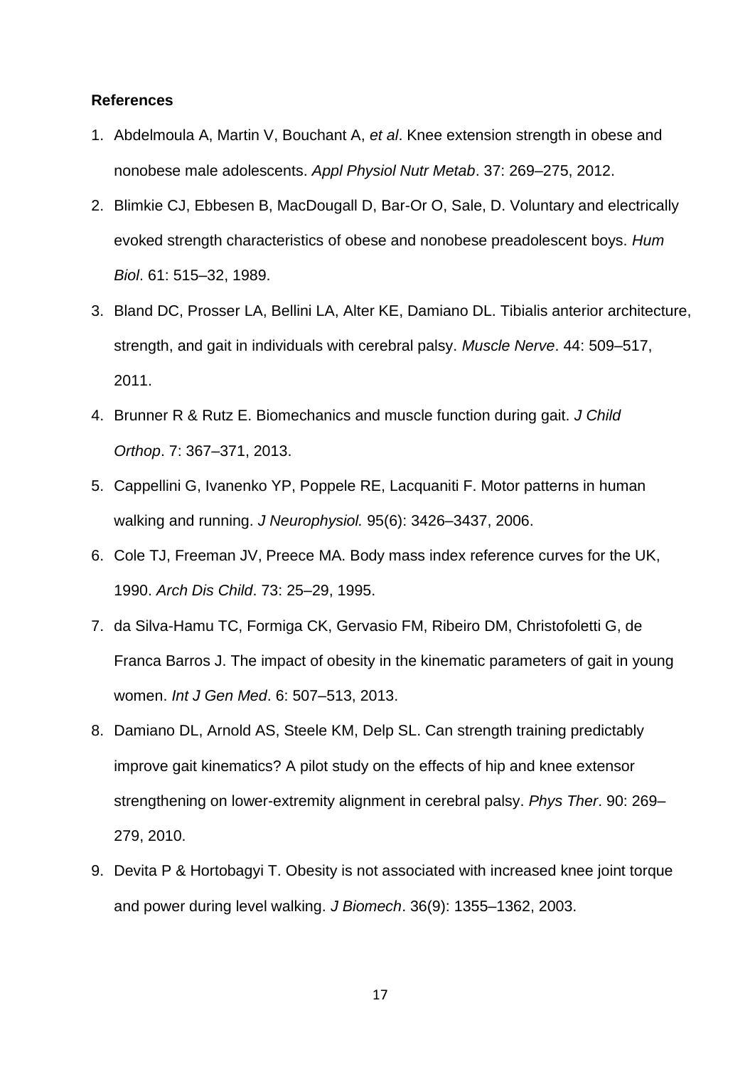**References**

1. Abdelmoula A, Martin V, Bouchant A, *et al*. Knee extension strength in obese and nonobese male adolescents. *Appl Physiol Nutr Metab*. 37: 269–275, 2012.
2. Blimkie CJ, Ebbesen B, MacDougall D, Bar-Or O, Sale, D. Voluntary and electrically evoked strength characteristics of obese and nonobese preadolescent boys. *Hum Biol*. 61: 515–32, 1989.
3. Bland DC, Prosser LA, Bellini LA, Alter KE, Damiano DL. Tibialis anterior architecture, strength, and gait in individuals with cerebral palsy. *Muscle Nerve*. 44: 509–517, 2011.
4. Brunner R & Rutz E. Biomechanics and muscle function during gait. *J Child Orthop*. 7: 367–371, 2013.
5. Cappellini G, Ivanenko YP, Poppele RE, Lacquaniti F. Motor patterns in human walking and running. *J Neurophysiol.* 95(6): 3426–3437, 2006.
6. Cole TJ, Freeman JV, Preece MA. Body mass index reference curves for the UK, 1990. *Arch Dis Child*. 73: 25–29, 1995.
7. da Silva-Hamu TC, Formiga CK, Gervasio FM, Ribeiro DM, Christofoletti G, de Franca Barros J. The impact of obesity in the kinematic parameters of gait in young women. *Int J Gen Med*. 6: 507–513, 2013.
8. Damiano DL, Arnold AS, Steele KM, Delp SL. Can strength training predictably improve gait kinematics? A pilot study on the effects of hip and knee extensor strengthening on lower-extremity alignment in cerebral palsy. *Phys Ther*. 90: 269–279, 2010.
9. Devita P & Hortobagyi T. Obesity is not associated with increased knee joint torque and power during level walking. *J Biomech*. 36(9): 1355–1362, 2003.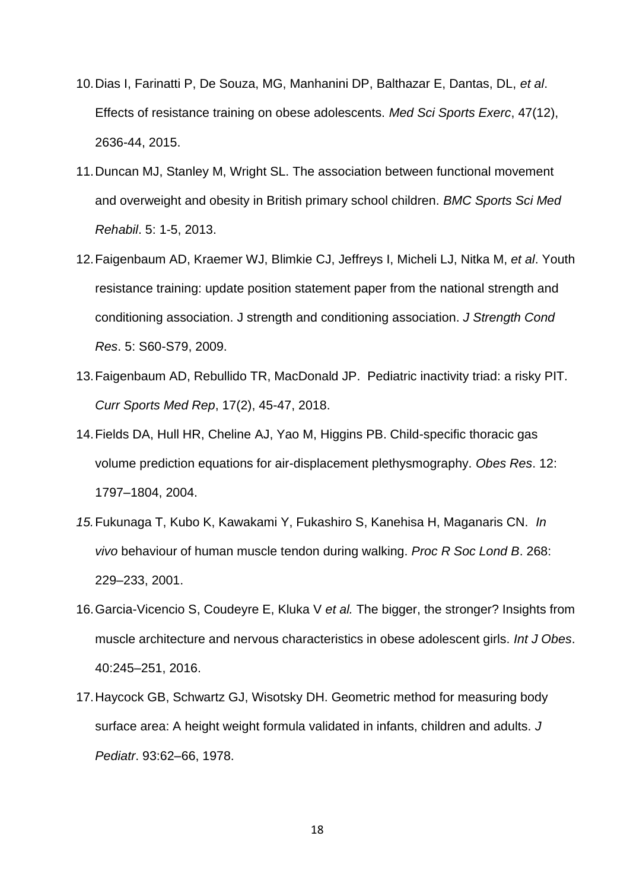10. Dias I, Farinatti P, De Souza, MG, Manhanini DP, Balthazar E, Dantas, DL, *et al*. Effects of resistance training on obese adolescents. *Med Sci Sports Exerc*, 47(12), 2636-44, 2015.
11. Duncan MJ, Stanley M, Wright SL. The association between functional movement and overweight and obesity in British primary school children. *BMC Sports Sci Med Rehabil*. 5: 1-5, 2013.
12. Faigenbaum AD, Kraemer WJ, Blimkie CJ, Jeffreys I, Micheli LJ, Nitka M, *et al*. Youth resistance training: update position statement paper from the national strength and conditioning association. J strength and conditioning association. *J Strength Cond Res*. 5: S60-S79, 2009.
13. Faigenbaum AD, Rebullido TR, MacDonald JP. Pediatric inactivity triad: a risky PIT. *Curr Sports Med Rep*, 17(2), 45-47, 2018.
14. Fields DA, Hull HR, Cheline AJ, Yao M, Higgins PB. Child-specific thoracic gas volume prediction equations for air-displacement plethysmography. *Obes Res*. 12: 1797–1804, 2004.
15. Fukunaga T, Kubo K, Kawakami Y, Fukashiro S, Kanehisa H, Maganaris CN. *In vivo* behaviour of human muscle tendon during walking. *Proc R Soc Lond B*. 268: 229–233, 2001.
16. Garcia-Vicencio S, Coudeyre E, Kluka V *et al.* The bigger, the stronger? Insights from muscle architecture and nervous characteristics in obese adolescent girls. *Int J Obes*. 40:245–251, 2016.
17. Haycock GB, Schwartz GJ, Wisotsky DH. Geometric method for measuring body surface area: A height weight formula validated in infants, children and adults. *J Pediatr*. 93:62–66, 1978.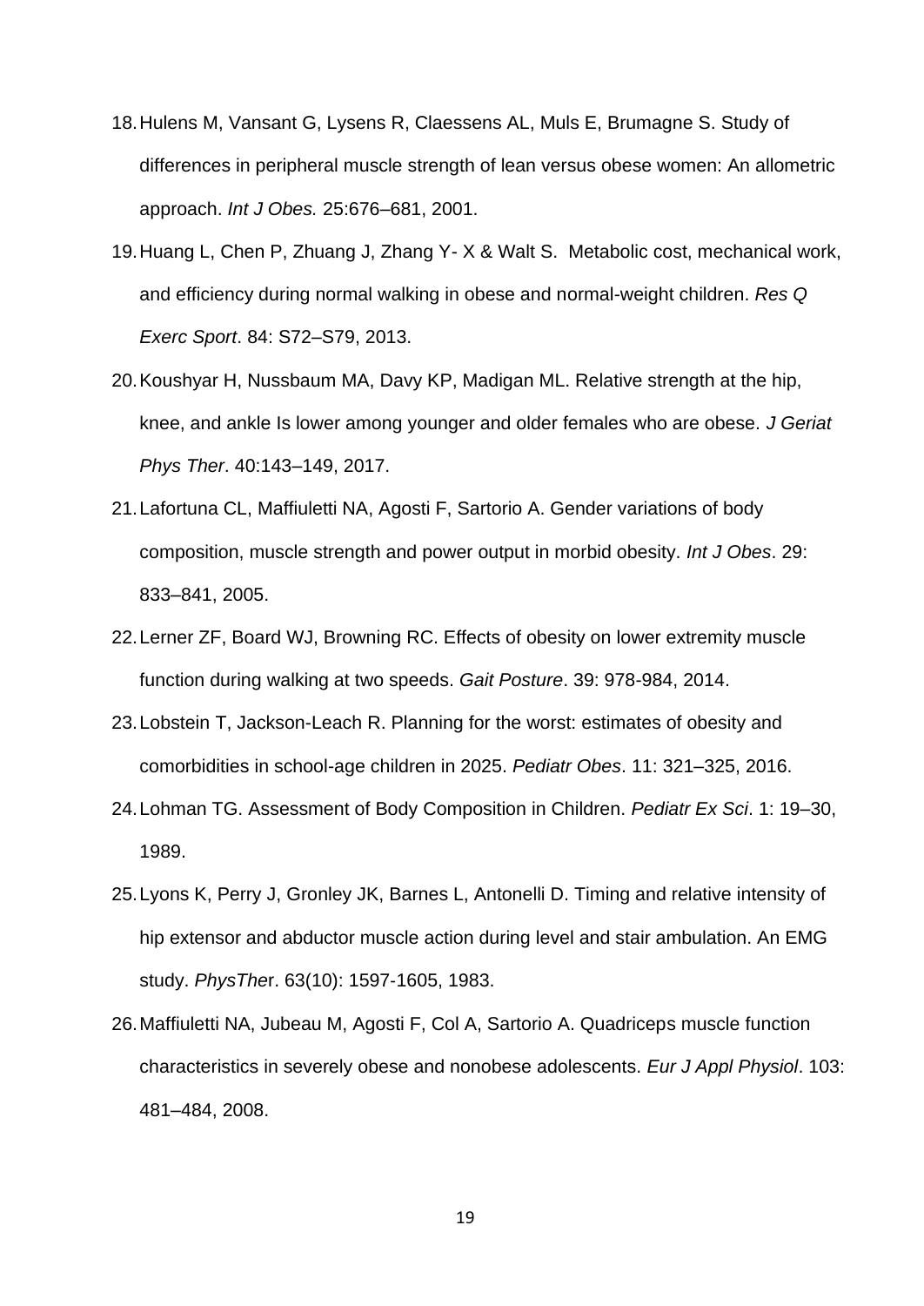18. Hulens M, Vansant G, Lysens R, Claessens AL, Muls E, Brumagne S. Study of differences in peripheral muscle strength of lean versus obese women: An allometric approach. *Int J Obes.* 25:676–681, 2001.
19. Huang L, Chen P, Zhuang J, Zhang Y- X & Walt S. Metabolic cost, mechanical work, and efficiency during normal walking in obese and normal-weight children. *Res Q Exerc Sport*. 84: S72–S79, 2013.
20. Koushyar H, Nussbaum MA, Davy KP, Madigan ML. Relative strength at the hip, knee, and ankle Is lower among younger and older females who are obese. *J Geriat Phys Ther*. 40:143–149, 2017.
21. Lafortuna CL, Maffiuletti NA, Agosti F, Sartorio A. Gender variations of body composition, muscle strength and power output in morbid obesity. *Int J Obes*. 29: 833–841, 2005.
22. Lerner ZF, Board WJ, Browning RC. Effects of obesity on lower extremity muscle function during walking at two speeds. *Gait Posture*. 39: 978-984, 2014.
23. Lobstein T, Jackson-Leach R. Planning for the worst: estimates of obesity and comorbidities in school-age children in 2025. *Pediatr Obes*. 11: 321–325, 2016.
24. Lohman TG. Assessment of Body Composition in Children. *Pediatr Ex Sci*. 1: 19–30, 1989.
25. Lyons K, Perry J, Gronley JK, Barnes L, Antonelli D. Timing and relative intensity of hip extensor and abductor muscle action during level and stair ambulation. An EMG study. *PhysTher*. 63(10): 1597-1605, 1983.
26. Maffiuletti NA, Jubeau M, Agosti F, Col A, Sartorio A. Quadriceps muscle function characteristics in severely obese and nonobese adolescents. *Eur J Appl Physiol*. 103: 481–484, 2008.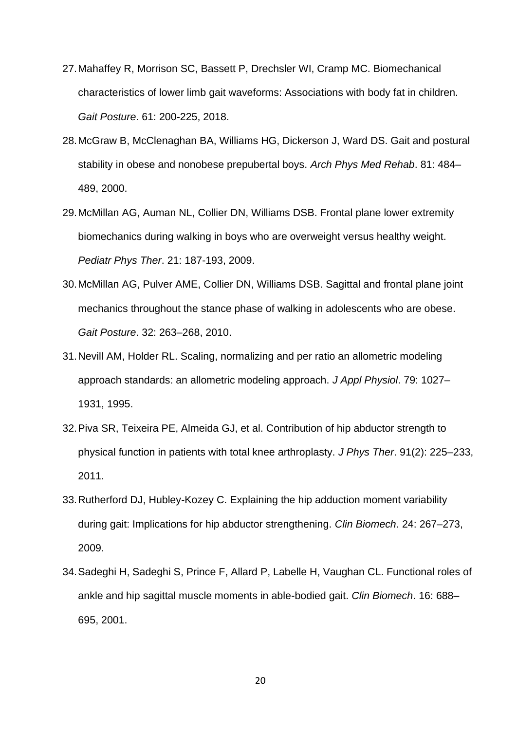27. Mahaffey R, Morrison SC, Bassett P, Drechsler WI, Cramp MC. Biomechanical characteristics of lower limb gait waveforms: Associations with body fat in children. *Gait Posture*. 61: 200-225, 2018.
28. McGraw B, McClenaghan BA, Williams HG, Dickerson J, Ward DS. Gait and postural stability in obese and nonobese prepubertal boys. *Arch Phys Med Rehab*. 81: 484–489, 2000.
29. McMillan AG, Auman NL, Collier DN, Williams DSB. Frontal plane lower extremity biomechanics during walking in boys who are overweight versus healthy weight. *Pediatr Phys Ther*. 21: 187-193, 2009.
30. McMillan AG, Pulver AME, Collier DN, Williams DSB. Sagittal and frontal plane joint mechanics throughout the stance phase of walking in adolescents who are obese. *Gait Posture*. 32: 263–268, 2010.
31. Nevill AM, Holder RL. Scaling, normalizing and per ratio an allometric modeling approach standards: an allometric modeling approach. *J Appl Physiol*. 79: 1027–1931, 1995.
32. Piva SR, Teixeira PE, Almeida GJ, et al. Contribution of hip abductor strength to physical function in patients with total knee arthroplasty. *J Phys Ther*. 91(2): 225–233, 2011.
33. Rutherford DJ, Hubley-Kozey C. Explaining the hip adduction moment variability during gait: Implications for hip abductor strengthening. *Clin Biomech*. 24: 267–273, 2009.
34. Sadeghi H, Sadeghi S, Prince F, Allard P, Labelle H, Vaughan CL. Functional roles of ankle and hip sagittal muscle moments in able-bodied gait. *Clin Biomech*. 16: 688–695, 2001.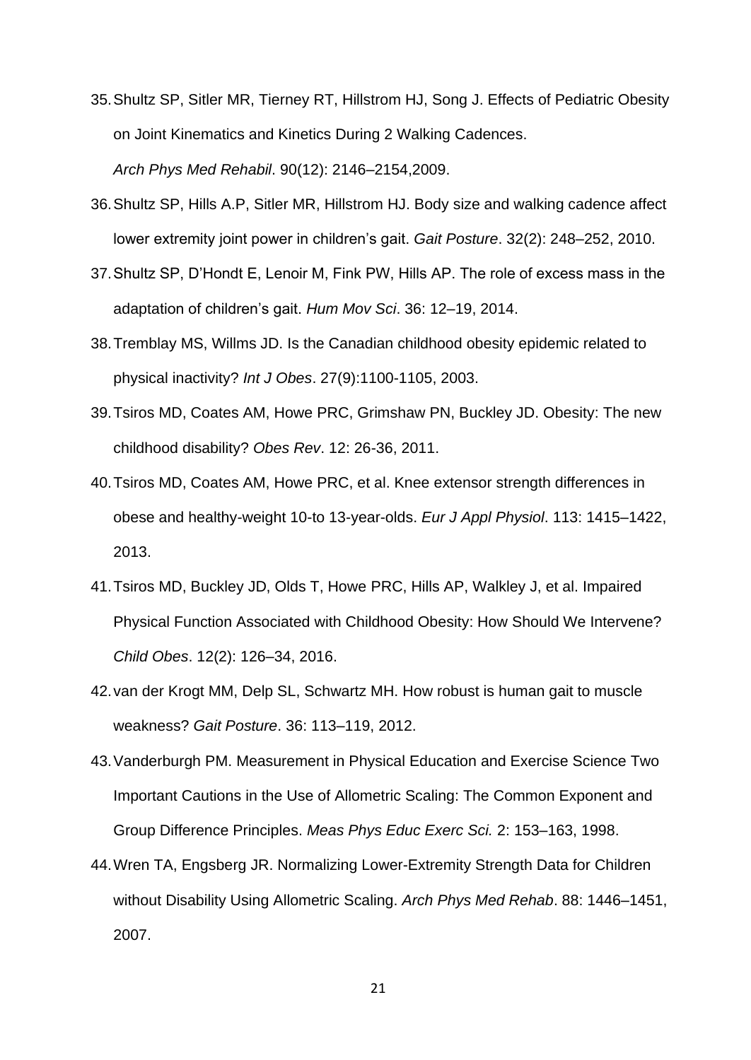35. Shultz SP, Sitler MR, Tierney RT, Hillstrom HJ, Song J. Effects of Pediatric Obesity on Joint Kinematics and Kinetics During 2 Walking Cadences. *Arch Phys Med Rehabil*. 90(12): 2146–2154,2009.
36. Shultz SP, Hills A.P, Sitler MR, Hillstrom HJ. Body size and walking cadence affect lower extremity joint power in children's gait. *Gait Posture*. 32(2): 248–252, 2010.
37. Shultz SP, D'Hondt E, Lenoir M, Fink PW, Hills AP. The role of excess mass in the adaptation of children's gait. *Hum Mov Sci*. 36: 12–19, 2014.
38. Tremblay MS, Willms JD. Is the Canadian childhood obesity epidemic related to physical inactivity? *Int J Obes*. 27(9):1100-1105, 2003.
39. Tsiros MD, Coates AM, Howe PRC, Grimshaw PN, Buckley JD. Obesity: The new childhood disability? *Obes Rev*. 12: 26-36, 2011.
40. Tsiros MD, Coates AM, Howe PRC, et al. Knee extensor strength differences in obese and healthy-weight 10-to 13-year-olds. *Eur J Appl Physiol*. 113: 1415–1422, 2013.
41. Tsiros MD, Buckley JD, Olds T, Howe PRC, Hills AP, Walkley J, et al. Impaired Physical Function Associated with Childhood Obesity: How Should We Intervene? *Child Obes*. 12(2): 126–34, 2016.
42. van der Krogt MM, Delp SL, Schwartz MH. How robust is human gait to muscle weakness? *Gait Posture*. 36: 113–119, 2012.
43. Vanderburgh PM. Measurement in Physical Education and Exercise Science Two Important Cautions in the Use of Allometric Scaling: The Common Exponent and Group Difference Principles. *Meas Phys Educ Exerc Sci.* 2: 153–163, 1998.
44. Wren TA, Engsberg JR. Normalizing Lower-Extremity Strength Data for Children without Disability Using Allometric Scaling. *Arch Phys Med Rehab*. 88: 1446–1451, 2007.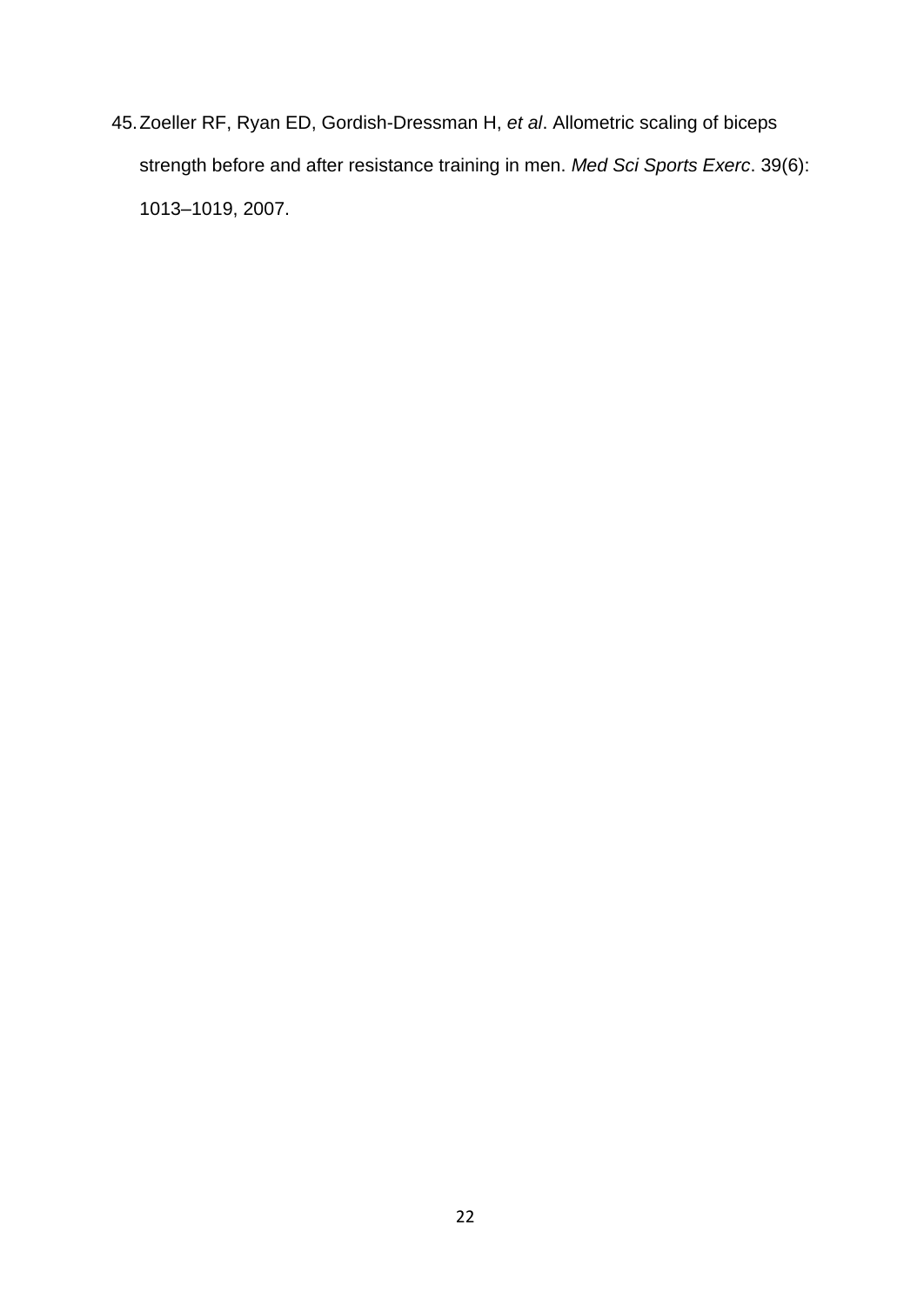45. Zoeller RF, Ryan ED, Gordish-Dressman H, *et al*. Allometric scaling of biceps strength before and after resistance training in men. *Med Sci Sports Exerc*. 39(6): 1013–1019, 2007.